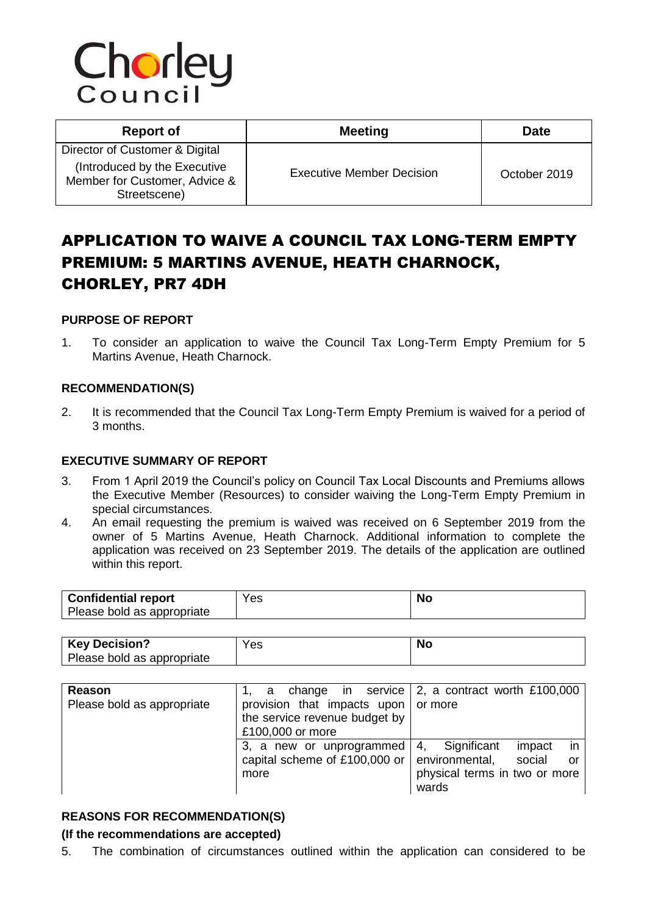# Chorley Council

| Report of | Meeting | Date |
|---|---|---|
| Director of Customer & Digital (Introduced by the Executive Member for Customer, Advice & Streetscene) | Executive Member Decision | October 2019 |

# APPLICATION TO WAIVE A COUNCIL TAX LONG-TERM EMPTY PREMIUM: 5 MARTINS AVENUE, HEATH CHARNOCK, CHORLEY, PR7 4DH

## PURPOSE OF REPORT

1. To consider an application to waive the Council Tax Long-Term Empty Premium for 5 Martins Avenue, Heath Charnock.

## RECOMMENDATION(S)

2. It is recommended that the Council Tax Long-Term Empty Premium is waived for a period of 3 months.

## EXECUTIVE SUMMARY OF REPORT

3. From 1 April 2019 the Council's policy on Council Tax Local Discounts and Premiums allows the Executive Member (Resources) to consider waiving the Long-Term Empty Premium in special circumstances.
4. An email requesting the premium is waived was received on 6 September 2019 from the owner of 5 Martins Avenue, Heath Charnock. Additional information to complete the application was received on 23 September 2019. The details of the application are outlined within this report.

| | | |
|---|---|---|
| **Confidential report** Please bold as appropriate | Yes | **No** |

| | | |
|---|---|---|
| **Key Decision?** Please bold as appropriate | Yes | **No** |

| | | |
|---|---|---|
| **Reason** Please bold as appropriate | 1, a change in service provision that impacts upon the service revenue budget by £100,000 or more | 2, a contract worth £100,000 or more |
| | 3, a new or unprogrammed capital scheme of £100,000 or more | 4, Significant impact in environmental, social or physical terms in two or more wards |

## REASONS FOR RECOMMENDATION(S)

### (If the recommendations are accepted)

5. The combination of circumstances outlined within the application can considered to be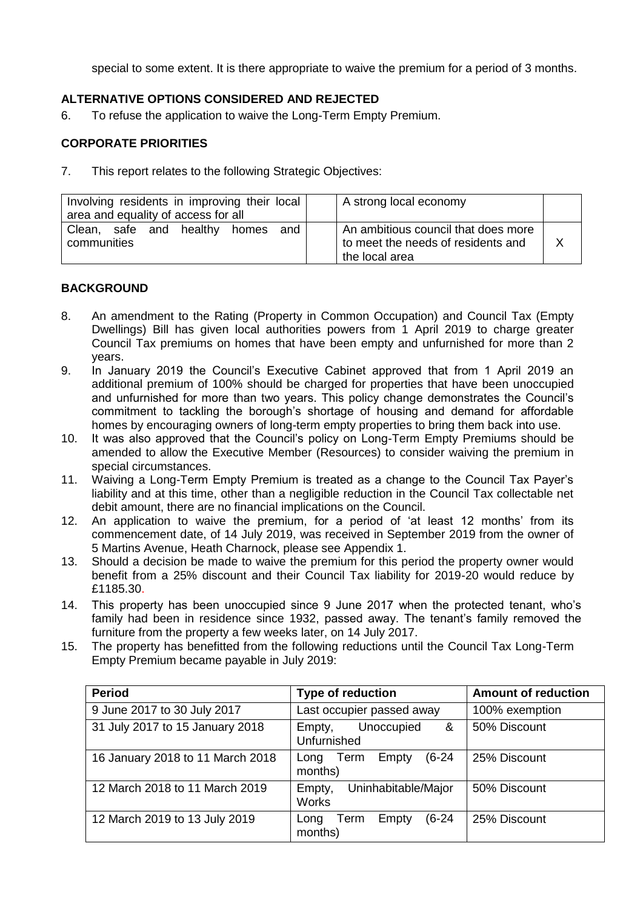special to some extent. It is there appropriate to waive the premium for a period of 3 months.

**ALTERNATIVE OPTIONS CONSIDERED AND REJECTED**

6. To refuse the application to waive the Long-Term Empty Premium.

**CORPORATE PRIORITIES**

7. This report relates to the following Strategic Objectives:

| | | | |
|---|---|---|---|
| Involving residents in improving their local area and equality of access for all | | A strong local economy | |
| Clean, safe and healthy homes and communities | | An ambitious council that does more to meet the needs of residents and the local area | X |

**BACKGROUND**

8. An amendment to the Rating (Property in Common Occupation) and Council Tax (Empty Dwellings) Bill has given local authorities powers from 1 April 2019 to charge greater Council Tax premiums on homes that have been empty and unfurnished for more than 2 years.
9. In January 2019 the Council's Executive Cabinet approved that from 1 April 2019 an additional premium of 100% should be charged for properties that have been unoccupied and unfurnished for more than two years. This policy change demonstrates the Council's commitment to tackling the borough's shortage of housing and demand for affordable homes by encouraging owners of long-term empty properties to bring them back into use.
10. It was also approved that the Council's policy on Long-Term Empty Premiums should be amended to allow the Executive Member (Resources) to consider waiving the premium in special circumstances.
11. Waiving a Long-Term Empty Premium is treated as a change to the Council Tax Payer's liability and at this time, other than a negligible reduction in the Council Tax collectable net debit amount, there are no financial implications on the Council.
12. An application to waive the premium, for a period of 'at least 12 months' from its commencement date, of 14 July 2019, was received in September 2019 from the owner of 5 Martins Avenue, Heath Charnock, please see Appendix 1.
13. Should a decision be made to waive the premium for this period the property owner would benefit from a 25% discount and their Council Tax liability for 2019-20 would reduce by £1185.30.
14. This property has been unoccupied since 9 June 2017 when the protected tenant, who's family had been in residence since 1932, passed away. The tenant's family removed the furniture from the property a few weeks later, on 14 July 2017.
15. The property has benefitted from the following reductions until the Council Tax Long-Term Empty Premium became payable in July 2019:

| Period | Type of reduction | Amount of reduction |
|---|---|---|
| 9 June 2017 to 30 July 2017 | Last occupier passed away | 100% exemption |
| 31 July 2017 to 15 January 2018 | Empty, Unoccupied & Unfurnished | 50% Discount |
| 16 January 2018 to 11 March 2018 | Long Term Empty (6-24 months) | 25% Discount |
| 12 March 2018 to 11 March 2019 | Empty, Uninhabitable/Major Works | 50% Discount |
| 12 March 2019 to 13 July 2019 | Long Term Empty (6-24 months) | 25% Discount |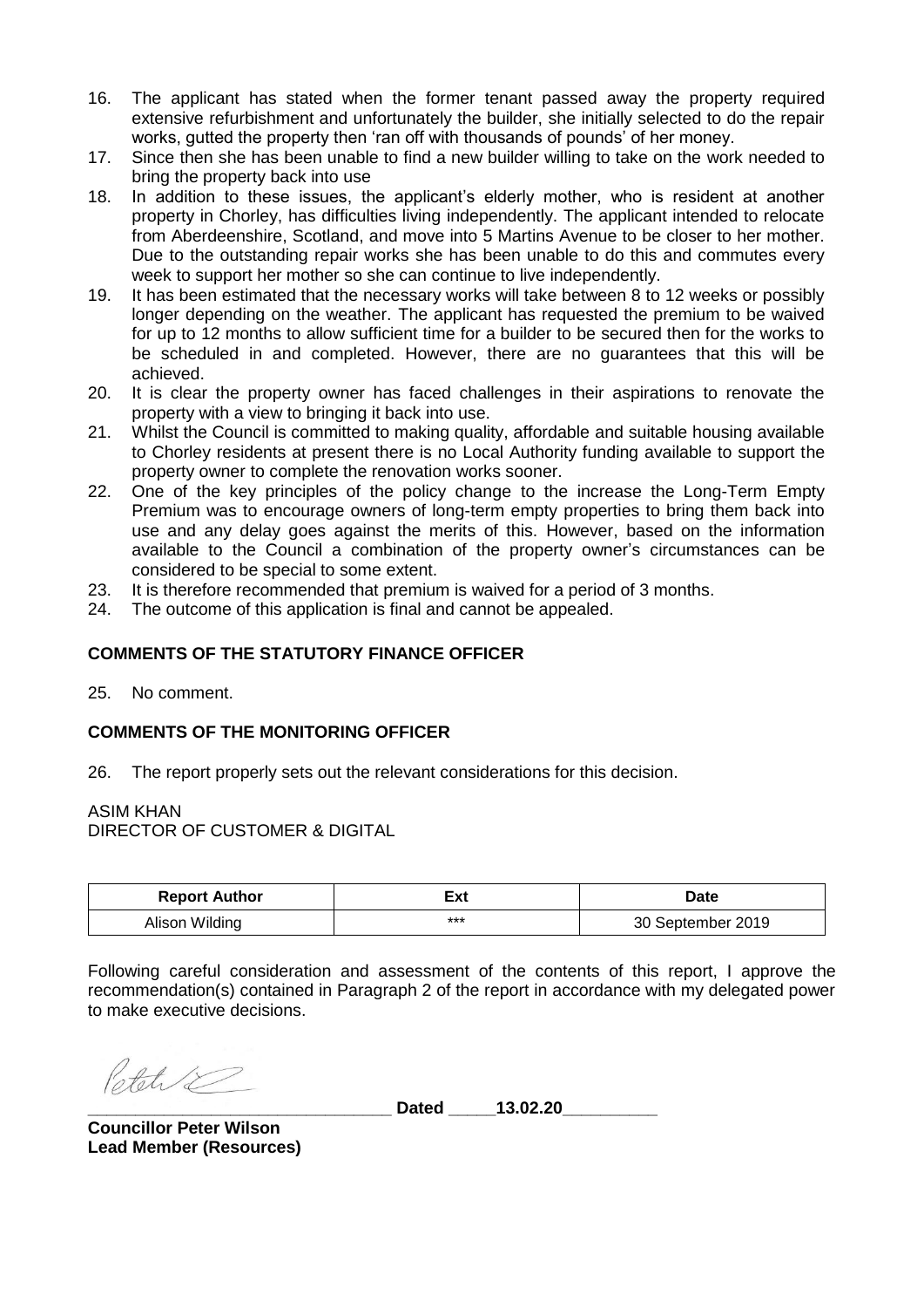16. The applicant has stated when the former tenant passed away the property required extensive refurbishment and unfortunately the builder, she initially selected to do the repair works, gutted the property then 'ran off with thousands of pounds' of her money.
17. Since then she has been unable to find a new builder willing to take on the work needed to bring the property back into use
18. In addition to these issues, the applicant's elderly mother, who is resident at another property in Chorley, has difficulties living independently. The applicant intended to relocate from Aberdeenshire, Scotland, and move into 5 Martins Avenue to be closer to her mother. Due to the outstanding repair works she has been unable to do this and commutes every week to support her mother so she can continue to live independently.
19. It has been estimated that the necessary works will take between 8 to 12 weeks or possibly longer depending on the weather. The applicant has requested the premium to be waived for up to 12 months to allow sufficient time for a builder to be secured then for the works to be scheduled in and completed. However, there are no guarantees that this will be achieved.
20. It is clear the property owner has faced challenges in their aspirations to renovate the property with a view to bringing it back into use.
21. Whilst the Council is committed to making quality, affordable and suitable housing available to Chorley residents at present there is no Local Authority funding available to support the property owner to complete the renovation works sooner.
22. One of the key principles of the policy change to the increase the Long-Term Empty Premium was to encourage owners of long-term empty properties to bring them back into use and any delay goes against the merits of this. However, based on the information available to the Council a combination of the property owner's circumstances can be considered to be special to some extent.
23. It is therefore recommended that premium is waived for a period of 3 months.
24. The outcome of this application is final and cannot be appealed.

## COMMENTS OF THE STATUTORY FINANCE OFFICER

25. No comment.

## COMMENTS OF THE MONITORING OFFICER

26. The report properly sets out the relevant considerations for this decision.

ASIM KHAN
DIRECTOR OF CUSTOMER & DIGITAL

| Report Author | Ext | Date |
|---|---|---|
| Alison Wilding | *** | 30 September 2019 |

Following careful consideration and assessment of the contents of this report, I approve the recommendation(s) contained in Paragraph 2 of the report in accordance with my delegated power to make executive decisions.

_______________________________ **Dated** _____**13.02.20**__________

**Councillor Peter Wilson**
**Lead Member (Resources)**